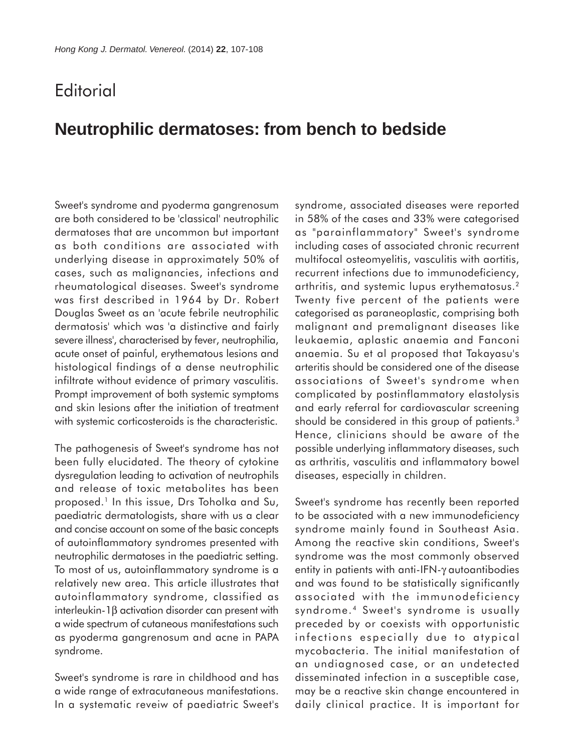# Editorial

## Neutrophilic dermatoses: from bench to bedside

Sweet's syndrome and pyoderma gangrenosum are both considered to be 'classical' neutrophilic dermatoses that are uncommon but important as both conditions are associated with underlying disease in approximately 50% of cases, such as malignancies, infections and rheumatological diseases. Sweet's syndrome was first described in 1964 by Dr. Robert Douglas Sweet as an 'acute febrile neutrophilic dermatosis' which was 'a distinctive and fairly severe illness', characterised by fever, neutrophilia, acute onset of painful, erythematous lesions and histological findings of a dense neutrophilic infiltrate without evidence of primary vasculitis. Prompt improvement of both systemic symptoms and skin lesions after the initiation of treatment with systemic corticosteroids is the characteristic.

The pathogenesis of Sweet's syndrome has not been fully elucidated. The theory of cytokine dysregulation leading to activation of neutrophils and release of toxic metabolites has been proposed.[1] In this issue, Drs Toholka and Su, paediatric dermatologists, share with us a clear and concise account on some of the basic concepts of autoinflammatory syndromes presented with neutrophilic dermatoses in the paediatric setting. To most of us, autoinflammatory syndrome is a relatively new area. This article illustrates that autoinflammatory syndrome, classified as interleukin-1β activation disorder can present with a wide spectrum of cutaneous manifestations such as pyoderma gangrenosum and acne in PAPA syndrome.

Sweet's syndrome is rare in childhood and has a wide range of extracutaneous manifestations. In a systematic reveiw of paediatric Sweet's syndrome, associated diseases were reported in 58% of the cases and 33% were categorised as "parainflammatory" Sweet's syndrome including cases of associated chronic recurrent multifocal osteomyelitis, vasculitis with aortitis, recurrent infections due to immunodeficiency, arthritis, and systemic lupus erythematosus.[2] Twenty five percent of the patients were categorised as paraneoplastic, comprising both malignant and premalignant diseases like leukaemia, aplastic anaemia and Fanconi anaemia. Su et al proposed that Takayasu's arteritis should be considered one of the disease associations of Sweet's syndrome when complicated by postinflammatory elastolysis and early referral for cardiovascular screening should be considered in this group of patients.[3] Hence, clinicians should be aware of the possible underlying inflammatory diseases, such as arthritis, vasculitis and inflammatory bowel diseases, especially in children.

Sweet's syndrome has recently been reported to be associated with a new immunodeficiency syndrome mainly found in Southeast Asia. Among the reactive skin conditions, Sweet's syndrome was the most commonly observed entity in patients with anti-IFN-γ autoantibodies and was found to be statistically significantly associated with the immunodeficiency syndrome.[4] Sweet's syndrome is usually preceded by or coexists with opportunistic infections especially due to atypical mycobacteria. The initial manifestation of an undiagnosed case, or an undetected disseminated infection in a susceptible case, may be a reactive skin change encountered in daily clinical practice. It is important for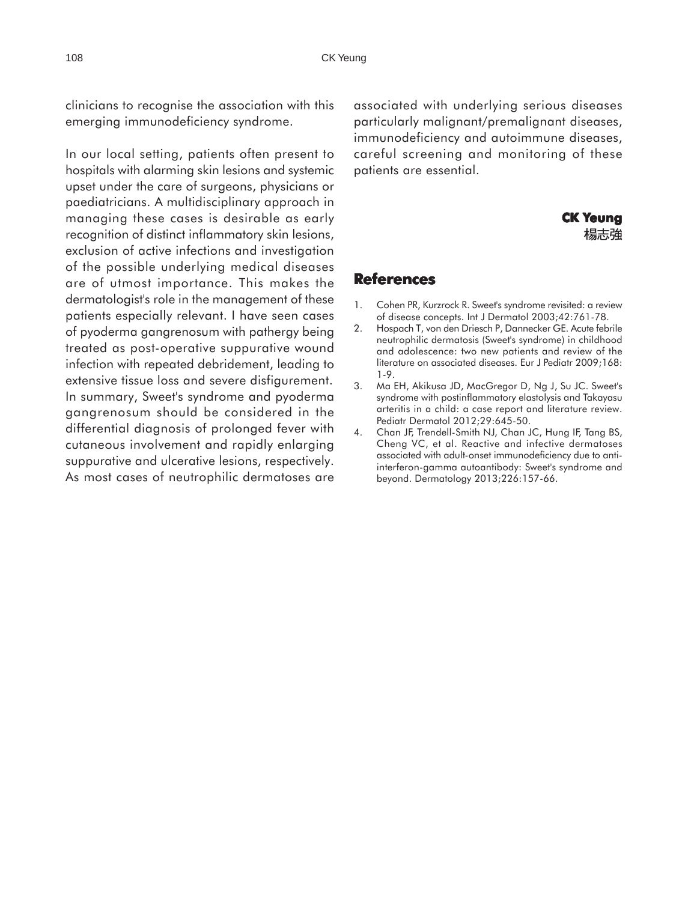clinicians to recognise the association with this emerging immunodeficiency syndrome.

In our local setting, patients often present to hospitals with alarming skin lesions and systemic upset under the care of surgeons, physicians or paediatricians. A multidisciplinary approach in managing these cases is desirable as early recognition of distinct inflammatory skin lesions, exclusion of active infections and investigation of the possible underlying medical diseases are of utmost importance. This makes the dermatologist's role in the management of these patients especially relevant. I have seen cases of pyoderma gangrenosum with pathergy being treated as post-operative suppurative wound infection with repeated debridement, leading to extensive tissue loss and severe disfigurement. In summary, Sweet's syndrome and pyoderma gangrenosum should be considered in the differential diagnosis of prolonged fever with cutaneous involvement and rapidly enlarging suppurative and ulcerative lesions, respectively. As most cases of neutrophilic dermatoses are associated with underlying serious diseases particularly malignant/premalignant diseases, immunodeficiency and autoimmune diseases, careful screening and monitoring of these patients are essential.

**CK Yeung**
楊志強

## References

1. Cohen PR, Kurzrock R. Sweet's syndrome revisited: a review of disease concepts. Int J Dermatol 2003;42:761-78.
2. Hospach T, von den Driesch P, Dannecker GE. Acute febrile neutrophilic dermatosis (Sweet's syndrome) in childhood and adolescence: two new patients and review of the literature on associated diseases. Eur J Pediatr 2009;168: 1-9.
3. Ma EH, Akikusa JD, MacGregor D, Ng J, Su JC. Sweet's syndrome with postinflammatory elastolysis and Takayasu arteritis in a child: a case report and literature review. Pediatr Dermatol 2012;29:645-50.
4. Chan JF, Trendell-Smith NJ, Chan JC, Hung IF, Tang BS, Cheng VC, et al. Reactive and infective dermatoses associated with adult-onset immunodeficiency due to anti-interferon-gamma autoantibody: Sweet's syndrome and beyond. Dermatology 2013;226:157-66.